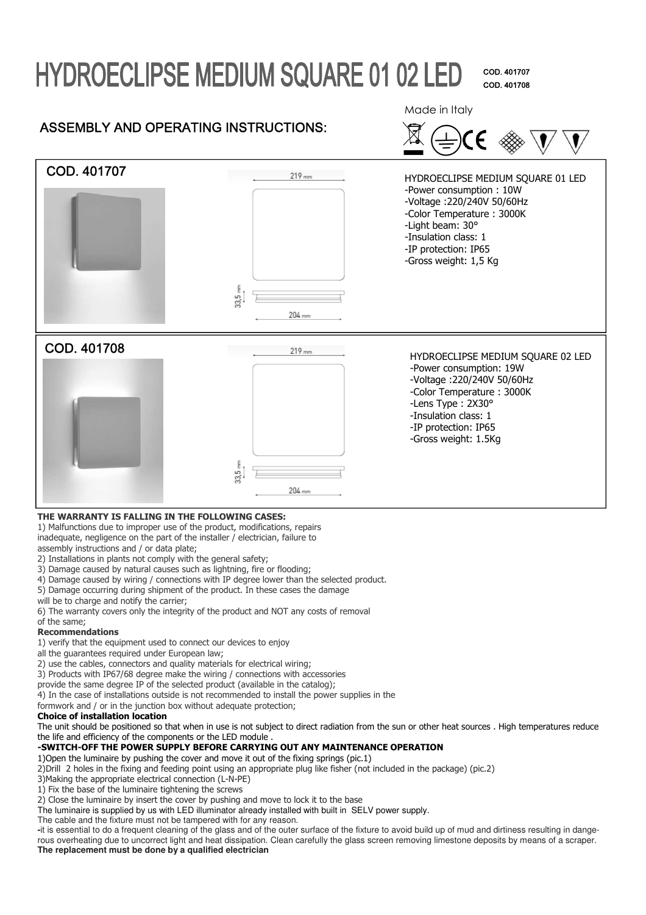# HYDROECLIPSE MEDIUM SQUARE 01 02 LED

COD. 401707
COD. 401708

Made in Italy

## ASSEMBLY AND OPERATING INSTRUCTIONS:

## COD. 401707

219 mm
33,5 mm
204 mm

HYDROECLIPSE MEDIUM SQUARE 01 LED
- -Power consumption : 10W
- -Voltage :220/240V 50/60Hz
- -Color Temperature : 3000K
- -Light beam: 30°
- -Insulation class: 1
- -IP protection: IP65
- -Gross weight: 1,5 Kg

## COD. 401708

219 mm
33,5 mm
204 mm

HYDROECLIPSE MEDIUM SQUARE 02 LED
- -Power consumption: 19W
- -Voltage :220/240V 50/60Hz
- -Color Temperature : 3000K
- -Lens Type : 2X30°
- -Insulation class: 1
- -IP protection: IP65
- -Gross weight: 1.5Kg

**THE WARRANTY IS FALLING IN THE FOLLOWING CASES:**

1) Malfunctions due to improper use of the product, modifications, repairs inadequate, negligence on the part of the installer / electrician, failure to assembly instructions and / or data plate;
2) Installations in plants not comply with the general safety;
3) Damage caused by natural causes such as lightning, fire or flooding;
4) Damage caused by wiring / connections with IP degree lower than the selected product.
5) Damage occurring during shipment of the product. In these cases the damage will be to charge and notify the carrier;
6) The warranty covers only the integrity of the product and NOT any costs of removal of the same;

**Recommendations**

1) verify that the equipment used to connect our devices to enjoy all the guarantees required under European law;
2) use the cables, connectors and quality materials for electrical wiring;
3) Products with IP67/68 degree make the wiring / connections with accessories provide the same degree IP of the selected product (available in the catalog);
4) In the case of installations outside is not recommended to install the power supplies in the formwork and / or in the junction box without adequate protection;

**Choice of installation location**

The unit should be positioned so that when in use is not subject to direct radiation from the sun or other heat sources . High temperatures reduce the life and efficiency of the components or the LED module .

**-SWITCH-OFF THE POWER SUPPLY BEFORE CARRYING OUT ANY MAINTENANCE OPERATION**

1)Open the luminaire by pushing the cover and move it out of the fixing springs (pic.1)
2)Drill 2 holes in the fixing and feeding point using an appropriate plug like fisher (not included in the package) (pic.2)
3)Making the appropriate electrical connection (L-N-PE)
1) Fix the base of the luminaire tightening the screws
2) Close the luminaire by insert the cover by pushing and move to lock it to the base

The luminaire is supplied by us with LED illuminator already installed with built in SELV power supply.
The cable and the fixture must not be tampered with for any reason.

-it is essential to do a frequent cleaning of the glass and of the outer surface of the fixture to avoid build up of mud and dirtiness resulting in dangerous overheating due to uncorrect light and heat dissipation. Clean carefully the glass screen removing limestone deposits by means of a scraper.

**The replacement must be done by a qualified electrician**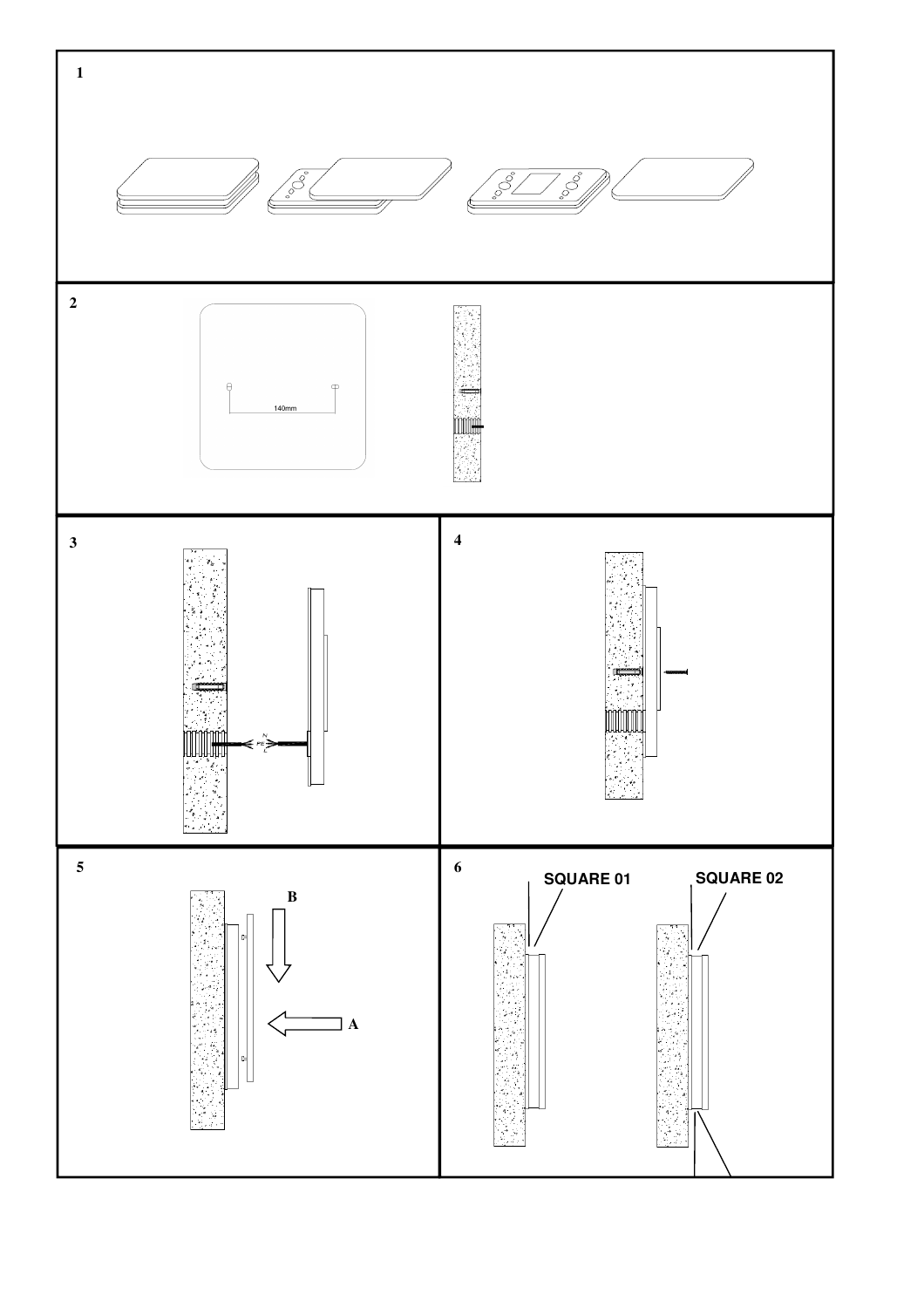1

2

140mm

3

4

5

B

A

6

SQUARE 01

SQUARE 02